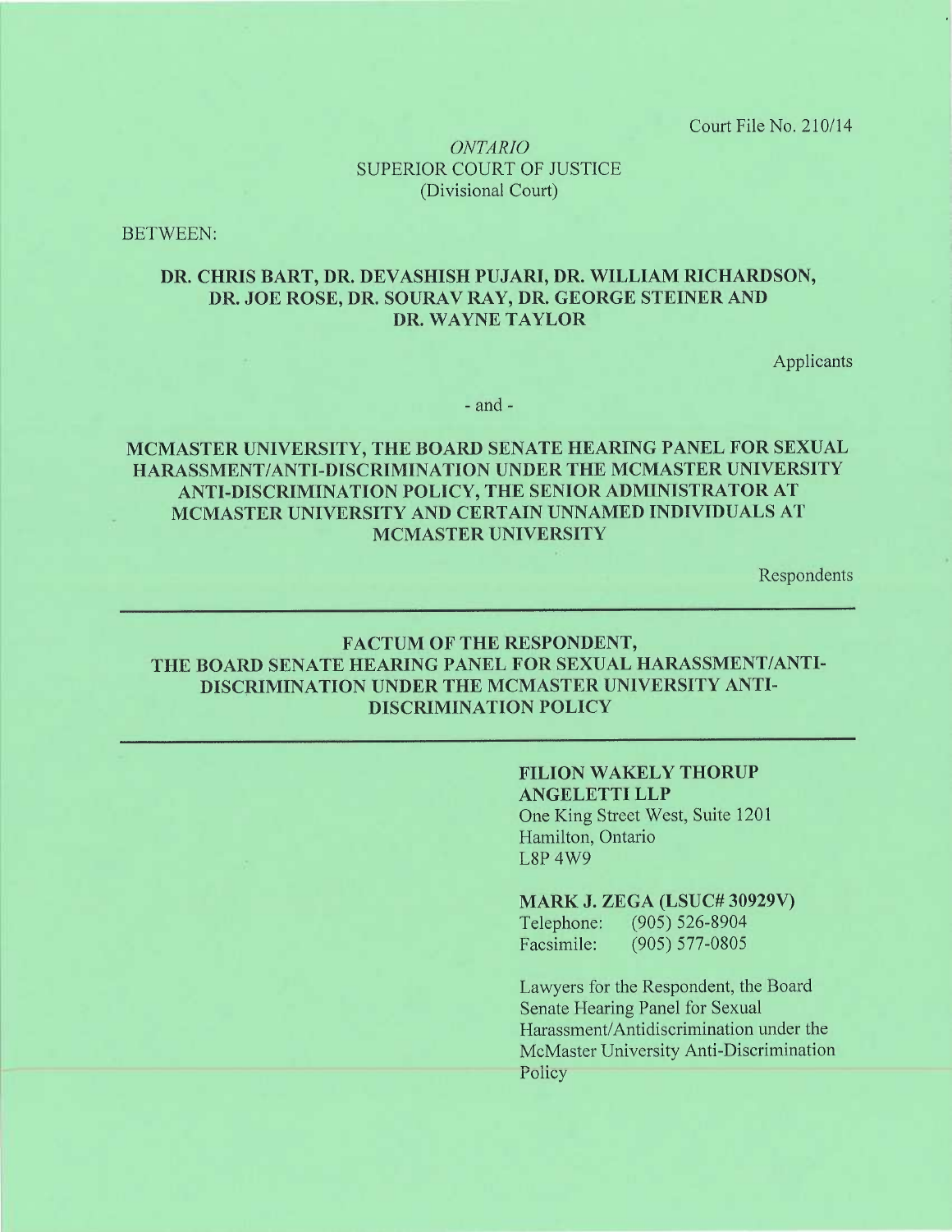Court File No. 210/14

*ONTARIO*
SUPERIOR COURT OF JUSTICE
(Divisional Court)

BETWEEN:

**DR. CHRIS BART, DR. DEVASHISH PUJARI, DR. WILLIAM RICHARDSON, DR. JOE ROSE, DR. SOURAV RAY, DR. GEORGE STEINER AND DR. WAYNE TAYLOR**

Applicants

- and -

**MCMASTER UNIVERSITY, THE BOARD SENATE HEARING PANEL FOR SEXUAL HARASSMENT/ANTI-DISCRIMINATION UNDER THE MCMASTER UNIVERSITY ANTI-DISCRIMINATION POLICY, THE SENIOR ADMINISTRATOR AT MCMASTER UNIVERSITY AND CERTAIN UNNAMED INDIVIDUALS AT MCMASTER UNIVERSITY**

Respondents

---

**FACTUM OF THE RESPONDENT, THE BOARD SENATE HEARING PANEL FOR SEXUAL HARASSMENT/ANTI-DISCRIMINATION UNDER THE MCMASTER UNIVERSITY ANTI-DISCRIMINATION POLICY**

---

**FILION WAKELY THORUP ANGELETTI LLP**
One King Street West, Suite 1201
Hamilton, Ontario
L8P 4W9

**MARK J. ZEGA (LSUC# 30929V)**
Telephone: (905) 526-8904
Facsimile: (905) 577-0805

Lawyers for the Respondent, the Board Senate Hearing Panel for Sexual Harassment/Antidiscrimination under the McMaster University Anti-Discrimination Policy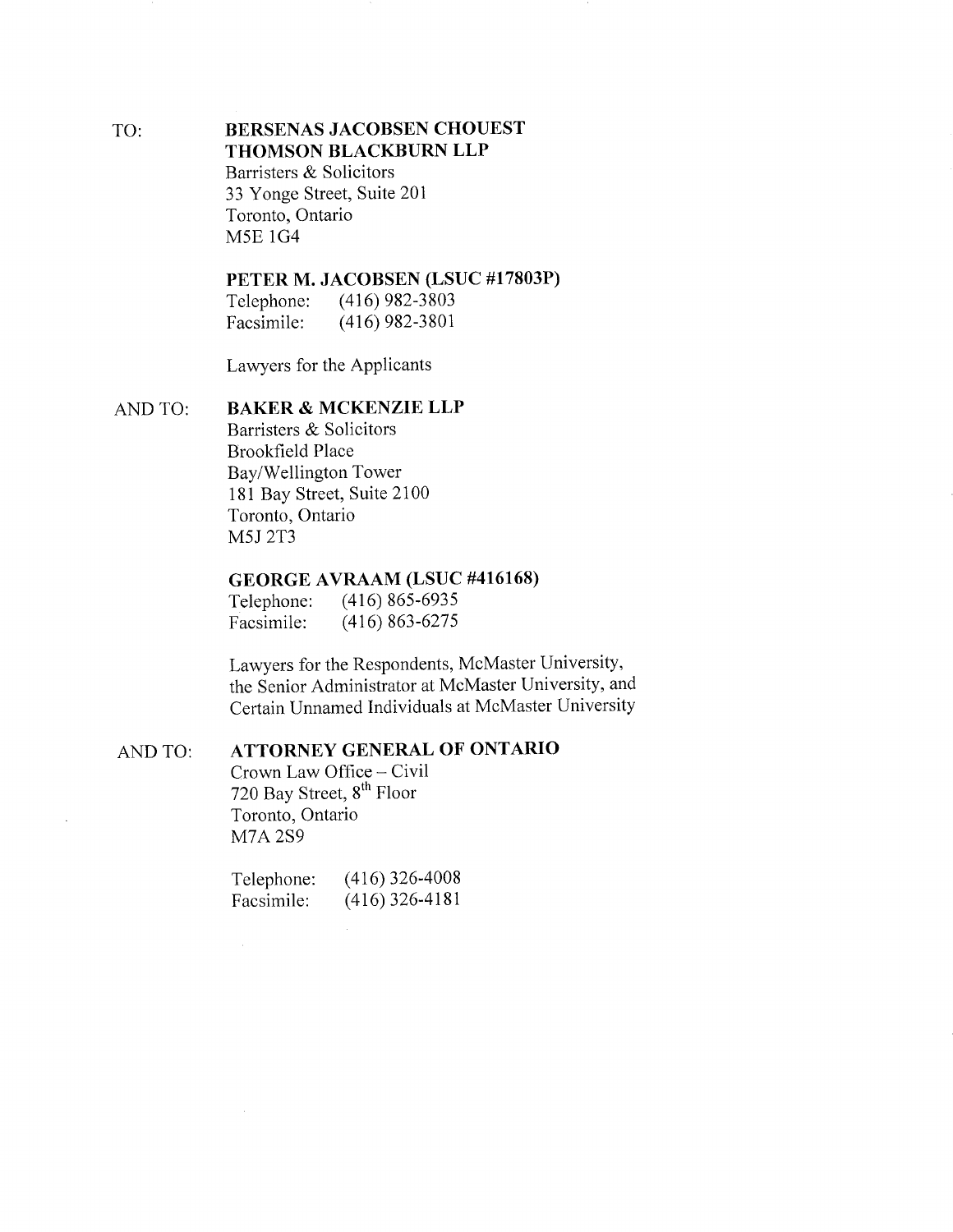TO: **BERSENAS JACOBSEN CHOUEST THOMSON BLACKBURN LLP**
Barristers & Solicitors
33 Yonge Street, Suite 201
Toronto, Ontario
M5E 1G4

**PETER M. JACOBSEN (LSUC #17803P)**
Telephone: (416) 982-3803
Facsimile: (416) 982-3801

Lawyers for the Applicants

AND TO: **BAKER & MCKENZIE LLP**
Barristers & Solicitors
Brookfield Place
Bay/Wellington Tower
181 Bay Street, Suite 2100
Toronto, Ontario
M5J 2T3

**GEORGE AVRAAM (LSUC #416168)**
Telephone: (416) 865-6935
Facsimile: (416) 863-6275

Lawyers for the Respondents, McMaster University, the Senior Administrator at McMaster University, and Certain Unnamed Individuals at McMaster University

AND TO: **ATTORNEY GENERAL OF ONTARIO**
Crown Law Office – Civil
720 Bay Street, 8th Floor
Toronto, Ontario
M7A 2S9

Telephone: (416) 326-4008
Facsimile: (416) 326-4181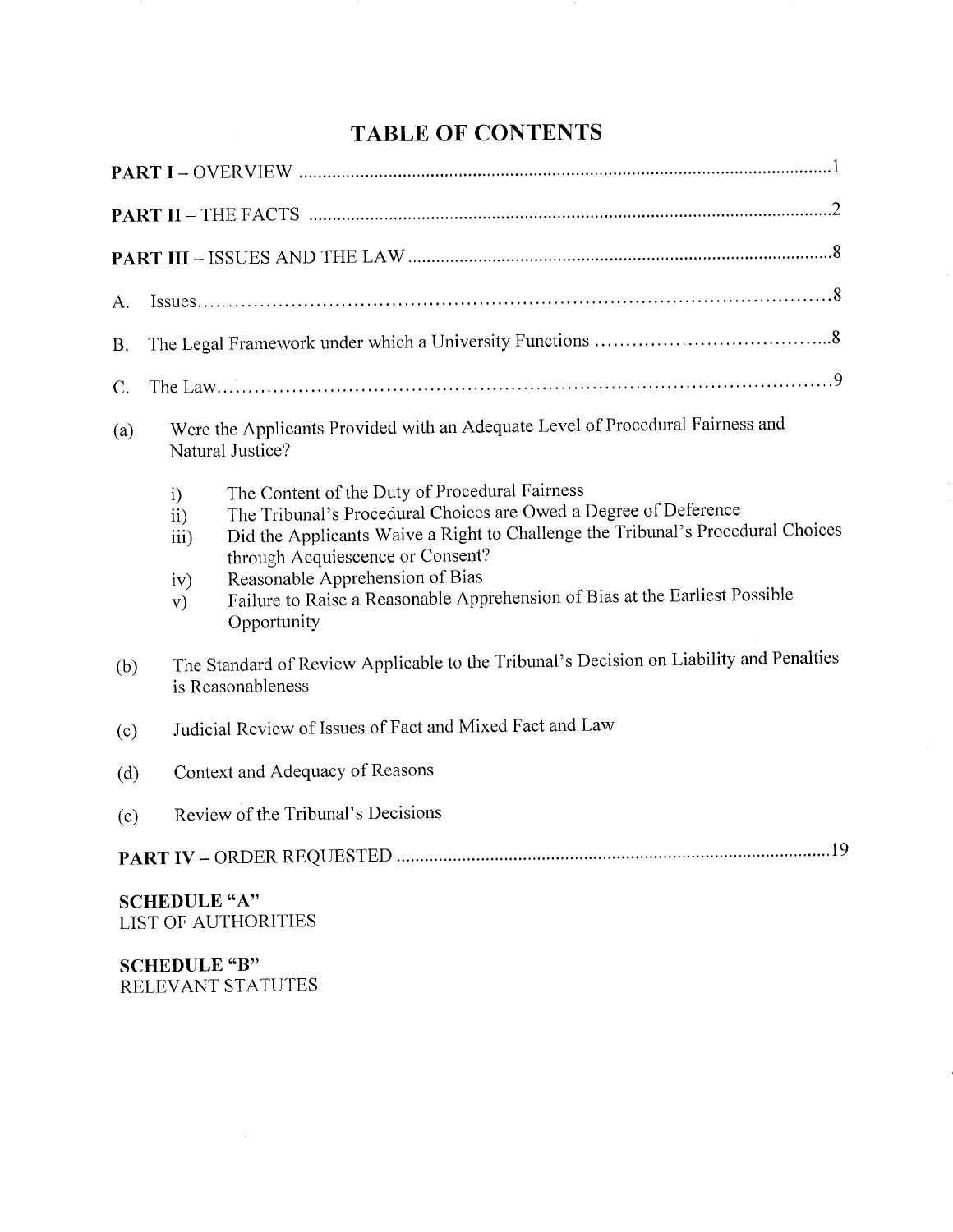# TABLE OF CONTENTS

**PART I** – OVERVIEW ..................................................1

**PART II** – THE FACTS ..................................................2

**PART III** – ISSUES AND THE LAW ..................................................8

A. Issues..................................................8

B. The Legal Framework under which a University Functions ..................................................8

C. The Law..................................................9

(a) Were the Applicants Provided with an Adequate Level of Procedural Fairness and Natural Justice?

  i) The Content of the Duty of Procedural Fairness
  ii) The Tribunal's Procedural Choices are Owed a Degree of Deference
  iii) Did the Applicants Waive a Right to Challenge the Tribunal's Procedural Choices through Acquiescence or Consent?
  iv) Reasonable Apprehension of Bias
  v) Failure to Raise a Reasonable Apprehension of Bias at the Earliest Possible Opportunity

(b) The Standard of Review Applicable to the Tribunal's Decision on Liability and Penalties is Reasonableness

(c) Judicial Review of Issues of Fact and Mixed Fact and Law

(d) Context and Adequacy of Reasons

(e) Review of the Tribunal's Decisions

**PART IV** – ORDER REQUESTED ..................................................19

**SCHEDULE "A"**
LIST OF AUTHORITIES

**SCHEDULE "B"**
RELEVANT STATUTES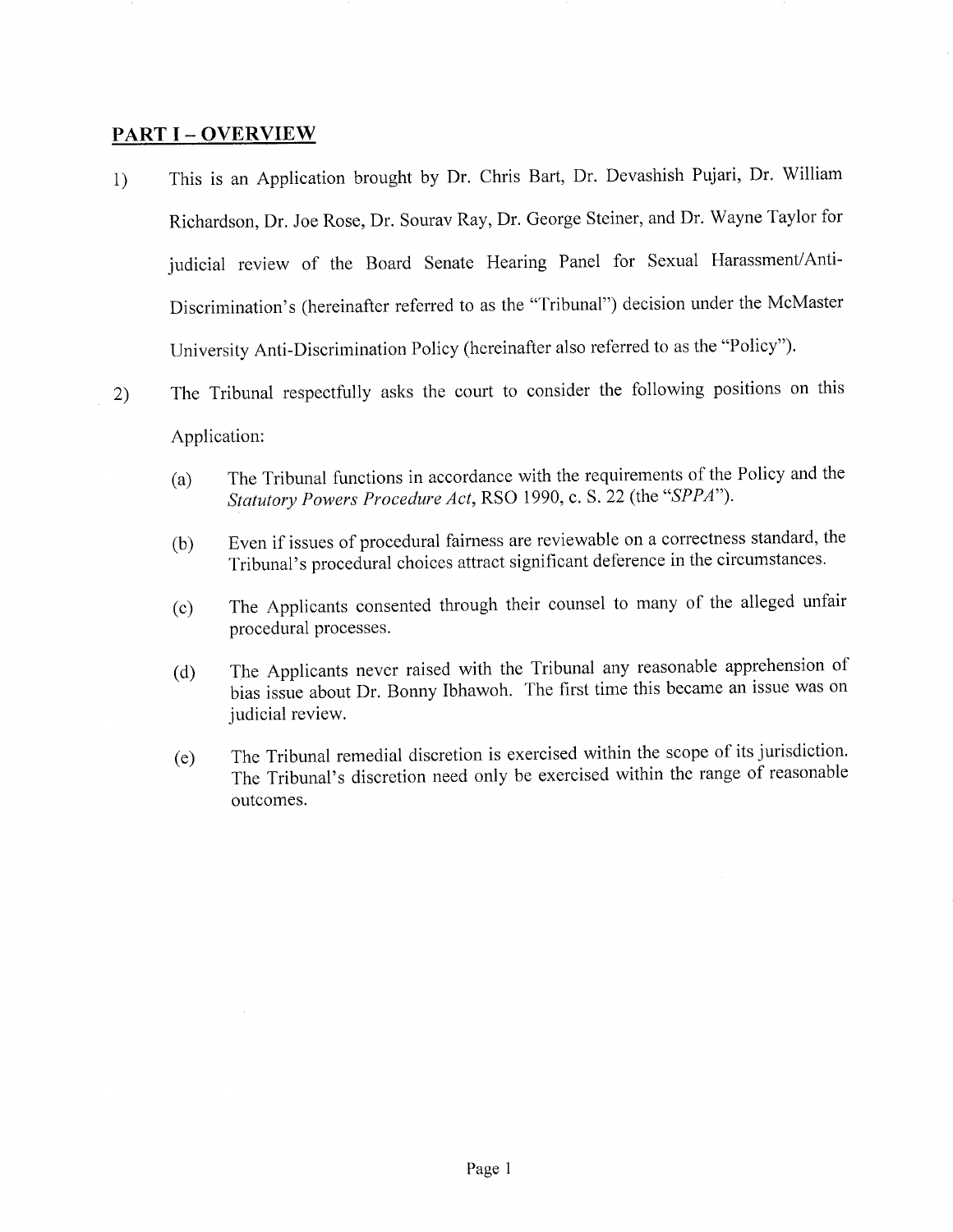## PART I – OVERVIEW

1) This is an Application brought by Dr. Chris Bart, Dr. Devashish Pujari, Dr. William Richardson, Dr. Joe Rose, Dr. Sourav Ray, Dr. George Steiner, and Dr. Wayne Taylor for judicial review of the Board Senate Hearing Panel for Sexual Harassment/Anti-Discrimination's (hereinafter referred to as the "Tribunal") decision under the McMaster University Anti-Discrimination Policy (hereinafter also referred to as the "Policy").

2) The Tribunal respectfully asks the court to consider the following positions on this Application:

   (a) The Tribunal functions in accordance with the requirements of the Policy and the *Statutory Powers Procedure Act*, RSO 1990, c. S. 22 (the "*SPPA*").

   (b) Even if issues of procedural fairness are reviewable on a correctness standard, the Tribunal's procedural choices attract significant deference in the circumstances.

   (c) The Applicants consented through their counsel to many of the alleged unfair procedural processes.

   (d) The Applicants never raised with the Tribunal any reasonable apprehension of bias issue about Dr. Bonny Ibhawoh. The first time this became an issue was on judicial review.

   (e) The Tribunal remedial discretion is exercised within the scope of its jurisdiction. The Tribunal's discretion need only be exercised within the range of reasonable outcomes.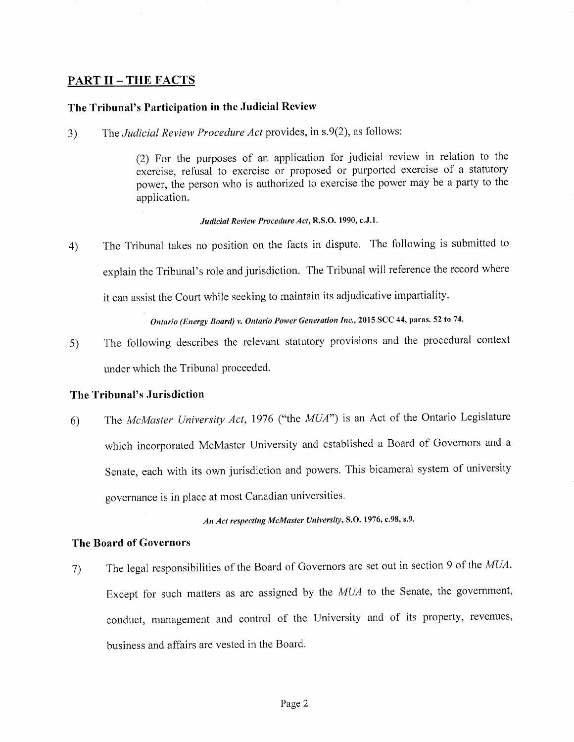## PART II – THE FACTS

### The Tribunal's Participation in the Judicial Review

3) The *Judicial Review Procedure Act* provides, in s.9(2), as follows:

> (2) For the purposes of an application for judicial review in relation to the exercise, refusal to exercise or proposed or purported exercise of a statutory power, the person who is authorized to exercise the power may be a party to the application.

***Judicial Review Procedure Act*, R.S.O. 1990, c.J.1.**

4) The Tribunal takes no position on the facts in dispute. The following is submitted to explain the Tribunal's role and jurisdiction. The Tribunal will reference the record where it can assist the Court while seeking to maintain its adjudicative impartiality.

***Ontario (Energy Board) v. Ontario Power Generation Inc.*, 2015 SCC 44, paras. 52 to 74.**

5) The following describes the relevant statutory provisions and the procedural context under which the Tribunal proceeded.

### The Tribunal's Jurisdiction

6) The *McMaster University Act*, 1976 ("the *MUA*") is an Act of the Ontario Legislature which incorporated McMaster University and established a Board of Governors and a Senate, each with its own jurisdiction and powers. This bicameral system of university governance is in place at most Canadian universities.

***An Act respecting McMaster University*, S.O. 1976, c.98, s.9.**

### The Board of Governors

7) The legal responsibilities of the Board of Governors are set out in section 9 of the *MUA*. Except for such matters as are assigned by the *MUA* to the Senate, the government, conduct, management and control of the University and of its property, revenues, business and affairs are vested in the Board.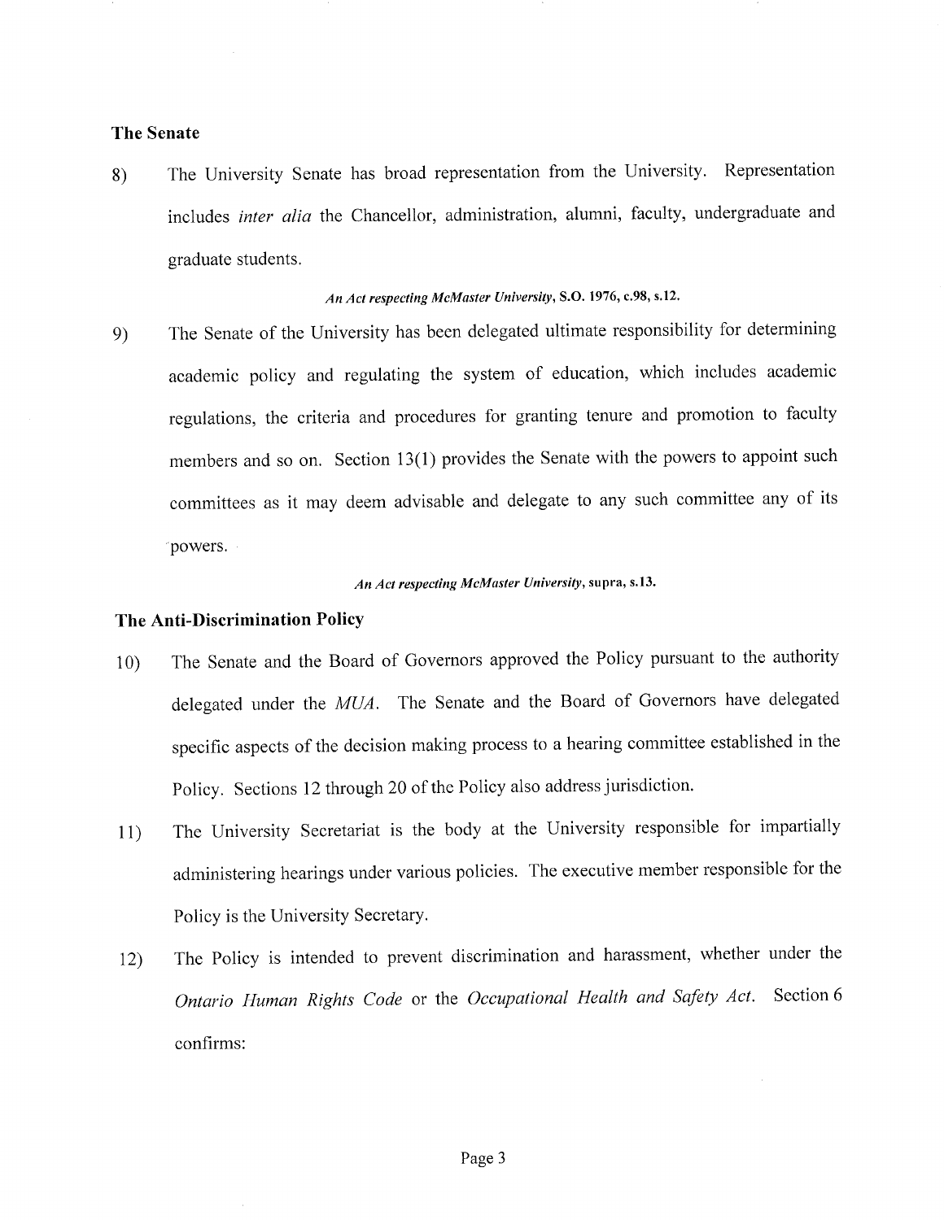### The Senate

8) The University Senate has broad representation from the University. Representation includes *inter alia* the Chancellor, administration, alumni, faculty, undergraduate and graduate students.

*An Act respecting McMaster University*, **S.O. 1976, c.98, s.12.**

9) The Senate of the University has been delegated ultimate responsibility for determining academic policy and regulating the system of education, which includes academic regulations, the criteria and procedures for granting tenure and promotion to faculty members and so on. Section 13(1) provides the Senate with the powers to appoint such committees as it may deem advisable and delegate to any such committee any of its powers.

*An Act respecting McMaster University*, **supra, s.13.**

### The Anti-Discrimination Policy

10) The Senate and the Board of Governors approved the Policy pursuant to the authority delegated under the *MUA*. The Senate and the Board of Governors have delegated specific aspects of the decision making process to a hearing committee established in the Policy. Sections 12 through 20 of the Policy also address jurisdiction.

11) The University Secretariat is the body at the University responsible for impartially administering hearings under various policies. The executive member responsible for the Policy is the University Secretary.

12) The Policy is intended to prevent discrimination and harassment, whether under the *Ontario Human Rights Code* or the *Occupational Health and Safety Act*. Section 6 confirms: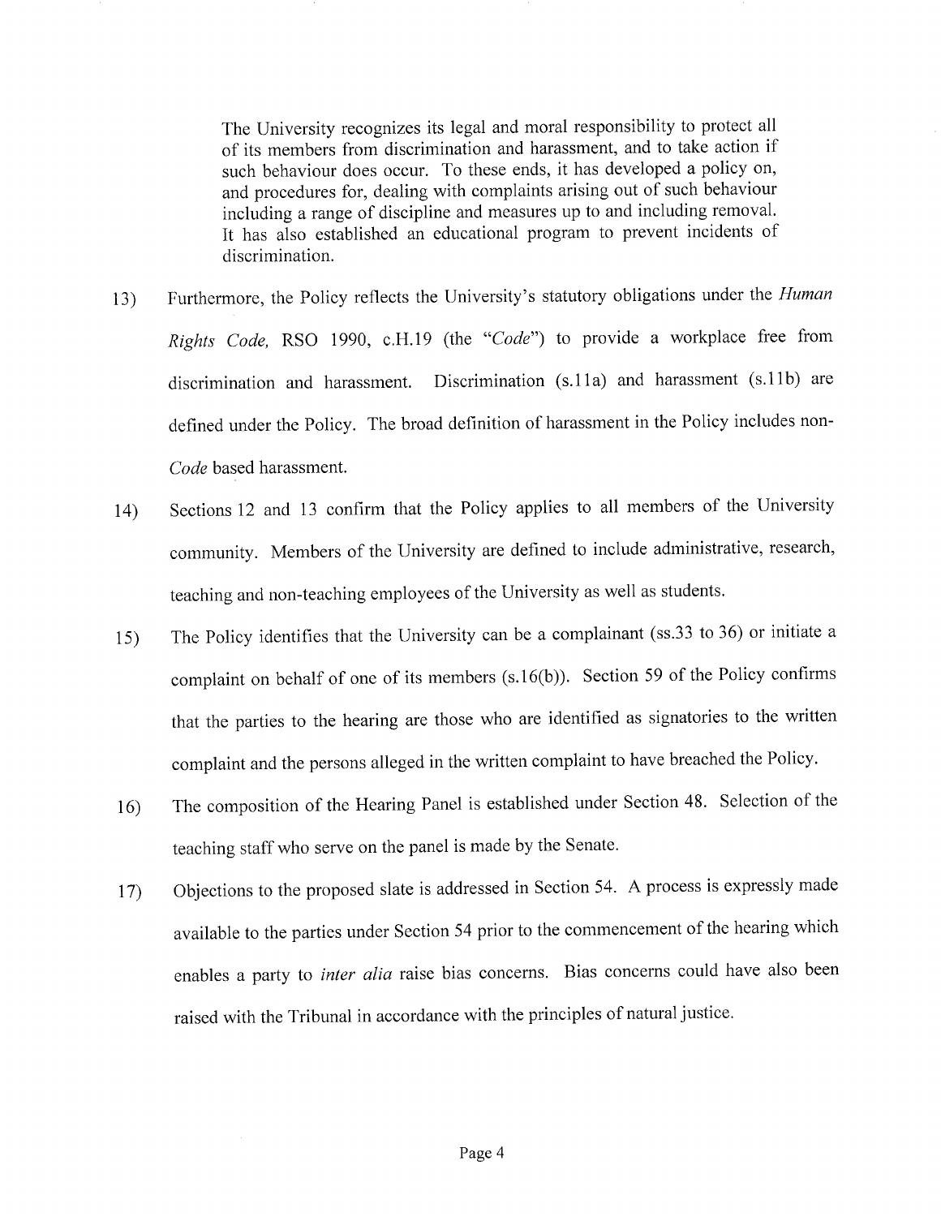> The University recognizes its legal and moral responsibility to protect all of its members from discrimination and harassment, and to take action if such behaviour does occur. To these ends, it has developed a policy on, and procedures for, dealing with complaints arising out of such behaviour including a range of discipline and measures up to and including removal. It has also established an educational program to prevent incidents of discrimination.

13) Furthermore, the Policy reflects the University's statutory obligations under the *Human Rights Code,* RSO 1990, c.H.19 (the "*Code*") to provide a workplace free from discrimination and harassment. Discrimination (s.11a) and harassment (s.11b) are defined under the Policy. The broad definition of harassment in the Policy includes non-*Code* based harassment.

14) Sections 12 and 13 confirm that the Policy applies to all members of the University community. Members of the University are defined to include administrative, research, teaching and non-teaching employees of the University as well as students.

15) The Policy identifies that the University can be a complainant (ss.33 to 36) or initiate a complaint on behalf of one of its members (s.16(b)). Section 59 of the Policy confirms that the parties to the hearing are those who are identified as signatories to the written complaint and the persons alleged in the written complaint to have breached the Policy.

16) The composition of the Hearing Panel is established under Section 48. Selection of the teaching staff who serve on the panel is made by the Senate.

17) Objections to the proposed slate is addressed in Section 54. A process is expressly made available to the parties under Section 54 prior to the commencement of the hearing which enables a party to *inter alia* raise bias concerns. Bias concerns could have also been raised with the Tribunal in accordance with the principles of natural justice.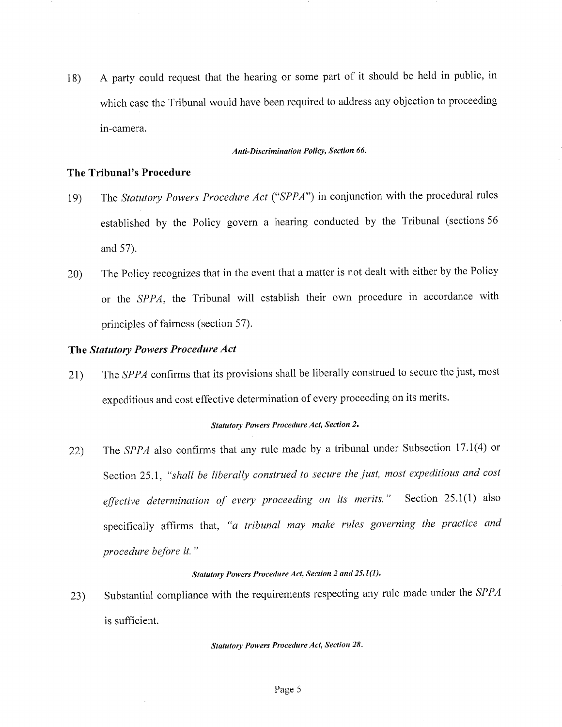18) A party could request that the hearing or some part of it should be held in public, in which case the Tribunal would have been required to address any objection to proceeding in-camera.

***Anti-Discrimination Policy, Section 66.***

### The Tribunal's Procedure

19) The *Statutory Powers Procedure Act* ("*SPPA*") in conjunction with the procedural rules established by the Policy govern a hearing conducted by the Tribunal (sections 56 and 57).

20) The Policy recognizes that in the event that a matter is not dealt with either by the Policy or the *SPPA*, the Tribunal will establish their own procedure in accordance with principles of fairness (section 57).

### The *Statutory Powers Procedure Act*

21) The *SPPA* confirms that its provisions shall be liberally construed to secure the just, most expeditious and cost effective determination of every proceeding on its merits.

***Statutory Powers Procedure Act, Section 2.***

22) The *SPPA* also confirms that any rule made by a tribunal under Subsection 17.1(4) or Section 25.1, *"shall be liberally construed to secure the just, most expeditious and cost effective determination of every proceeding on its merits."* Section 25.1(1) also specifically affirms that, *"a tribunal may make rules governing the practice and procedure before it."*

***Statutory Powers Procedure Act, Section 2 and 25.1(1).***

23) Substantial compliance with the requirements respecting any rule made under the *SPPA* is sufficient.

***Statutory Powers Procedure Act, Section 28.***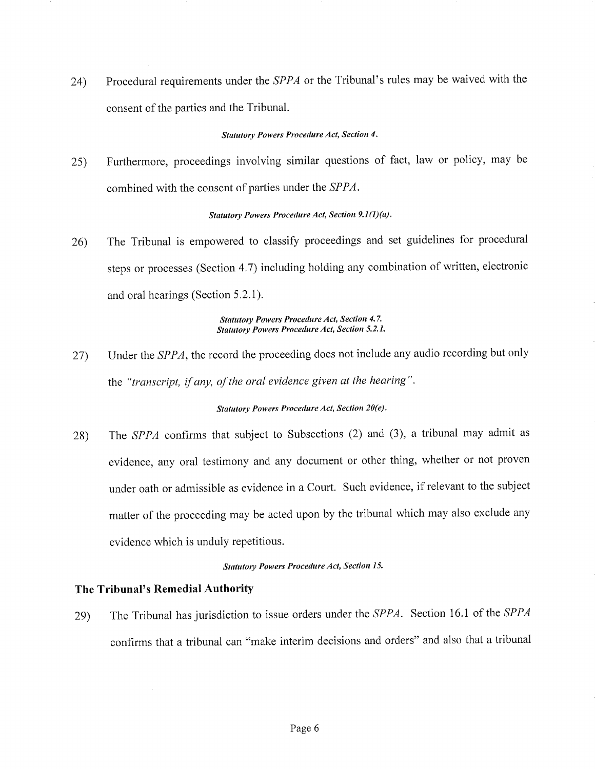24) Procedural requirements under the *SPPA* or the Tribunal's rules may be waived with the consent of the parties and the Tribunal.

***Statutory Powers Procedure Act, Section 4.***

25) Furthermore, proceedings involving similar questions of fact, law or policy, may be combined with the consent of parties under the *SPPA*.

***Statutory Powers Procedure Act, Section 9.1(1)(a).***

26) The Tribunal is empowered to classify proceedings and set guidelines for procedural steps or processes (Section 4.7) including holding any combination of written, electronic and oral hearings (Section 5.2.1).

***Statutory Powers Procedure Act, Section 4.7.***
***Statutory Powers Procedure Act, Section 5.2.1.***

27) Under the *SPPA*, the record the proceeding does not include any audio recording but only the *"transcript, if any, of the oral evidence given at the hearing"*.

***Statutory Powers Procedure Act, Section 20(e).***

28) The *SPPA* confirms that subject to Subsections (2) and (3), a tribunal may admit as evidence, any oral testimony and any document or other thing, whether or not proven under oath or admissible as evidence in a Court. Such evidence, if relevant to the subject matter of the proceeding may be acted upon by the tribunal which may also exclude any evidence which is unduly repetitious.

***Statutory Powers Procedure Act, Section 15.***

## The Tribunal's Remedial Authority

29) The Tribunal has jurisdiction to issue orders under the *SPPA*. Section 16.1 of the *SPPA* confirms that a tribunal can "make interim decisions and orders" and also that a tribunal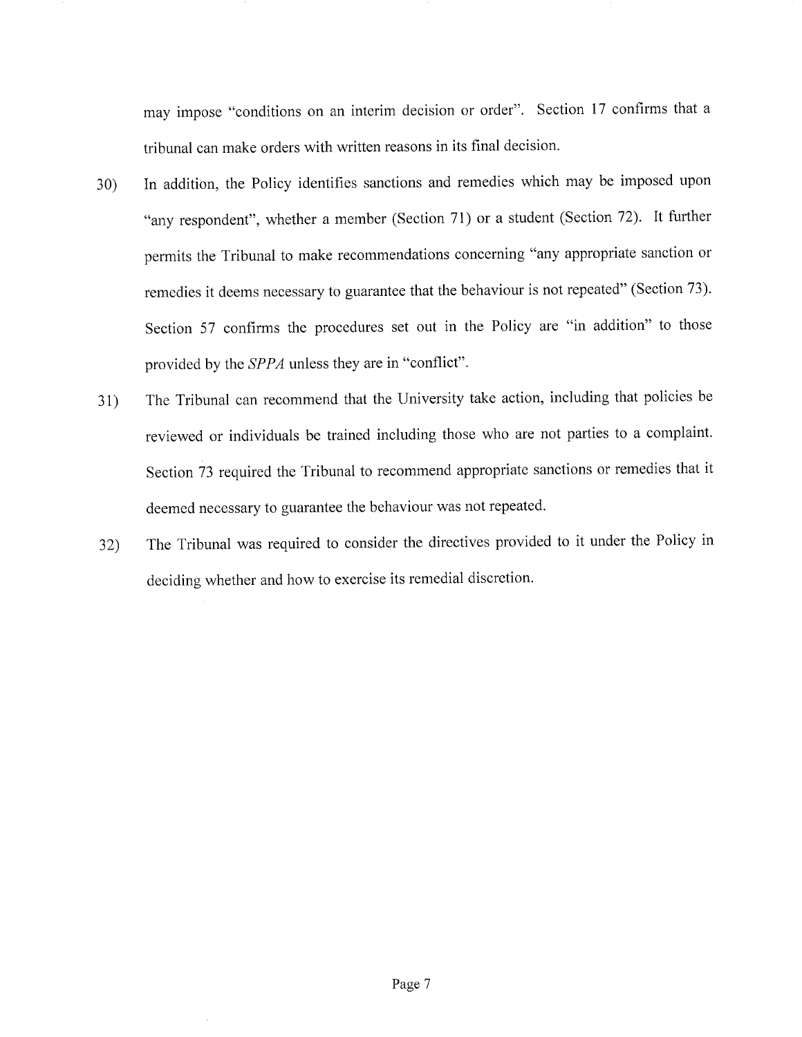may impose "conditions on an interim decision or order". Section 17 confirms that a tribunal can make orders with written reasons in its final decision.

30) In addition, the Policy identifies sanctions and remedies which may be imposed upon "any respondent", whether a member (Section 71) or a student (Section 72). It further permits the Tribunal to make recommendations concerning "any appropriate sanction or remedies it deems necessary to guarantee that the behaviour is not repeated" (Section 73). Section 57 confirms the procedures set out in the Policy are "in addition" to those provided by the *SPPA* unless they are in "conflict".

31) The Tribunal can recommend that the University take action, including that policies be reviewed or individuals be trained including those who are not parties to a complaint. Section 73 required the Tribunal to recommend appropriate sanctions or remedies that it deemed necessary to guarantee the behaviour was not repeated.

32) The Tribunal was required to consider the directives provided to it under the Policy in deciding whether and how to exercise its remedial discretion.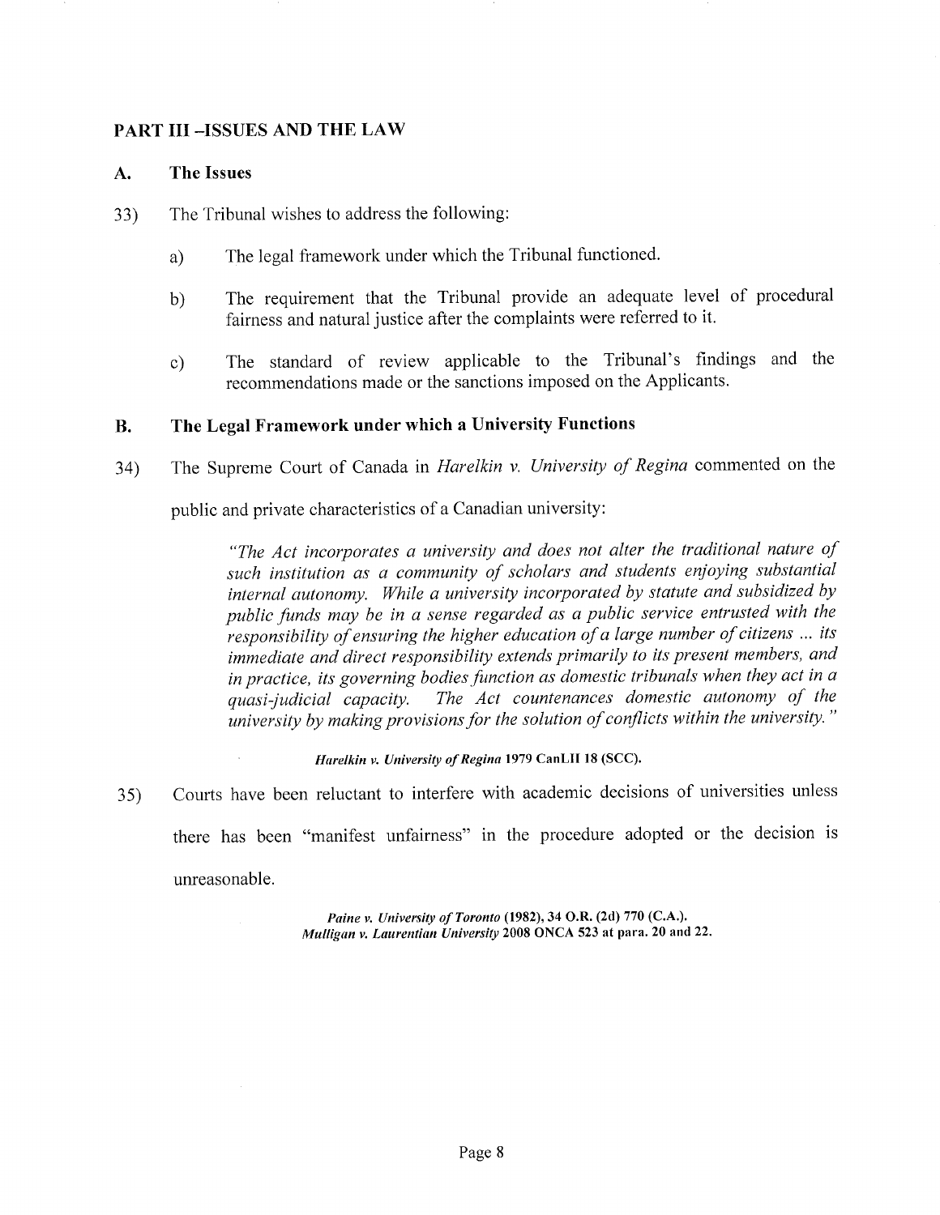## PART III –ISSUES AND THE LAW

### A. The Issues

33) The Tribunal wishes to address the following:

a) The legal framework under which the Tribunal functioned.

b) The requirement that the Tribunal provide an adequate level of procedural fairness and natural justice after the complaints were referred to it.

c) The standard of review applicable to the Tribunal's findings and the recommendations made or the sanctions imposed on the Applicants.

### B. The Legal Framework under which a University Functions

34) The Supreme Court of Canada in *Harelkin v. University of Regina* commented on the public and private characteristics of a Canadian university:

> *"The Act incorporates a university and does not alter the traditional nature of such institution as a community of scholars and students enjoying substantial internal autonomy. While a university incorporated by statute and subsidized by public funds may be in a sense regarded as a public service entrusted with the responsibility of ensuring the higher education of a large number of citizens ... its immediate and direct responsibility extends primarily to its present members, and in practice, its governing bodies function as domestic tribunals when they act in a quasi-judicial capacity. The Act countenances domestic autonomy of the university by making provisions for the solution of conflicts within the university."*

***Harelkin v. University of Regina* 1979 CanLII 18 (SCC).**

35) Courts have been reluctant to interfere with academic decisions of universities unless there has been "manifest unfairness" in the procedure adopted or the decision is unreasonable.

***Paine v. University of Toronto* (1982), 34 O.R. (2d) 770 (C.A.).**
***Mulligan v. Laurentian University* 2008 ONCA 523 at para. 20 and 22.**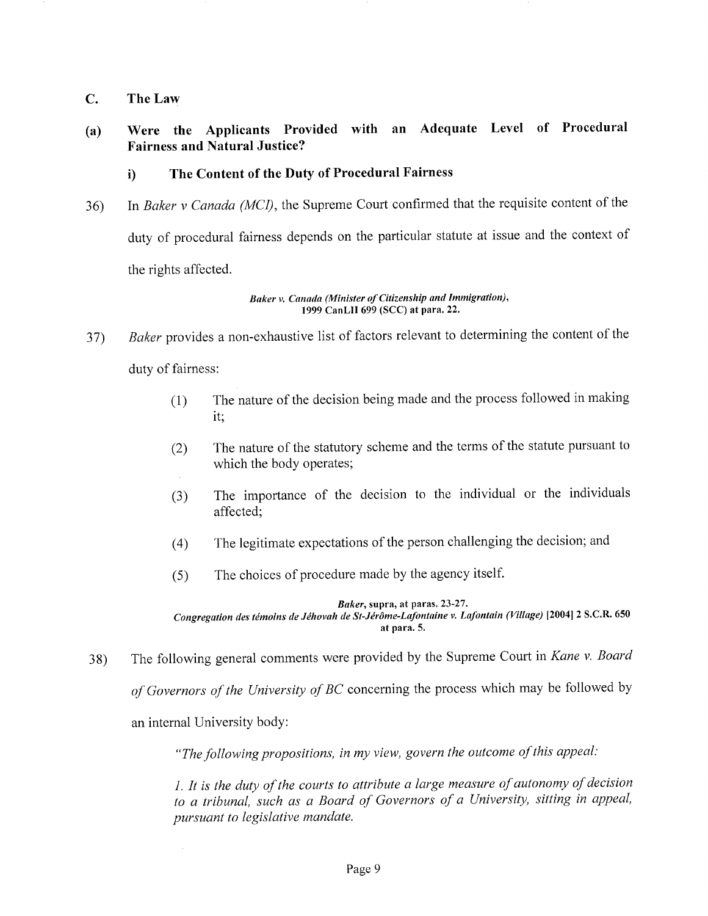## C. The Law

### (a) Were the Applicants Provided with an Adequate Level of Procedural Fairness and Natural Justice?

#### i) The Content of the Duty of Procedural Fairness

36) In *Baker v Canada (MCI)*, the Supreme Court confirmed that the requisite content of the duty of procedural fairness depends on the particular statute at issue and the context of the rights affected.

***Baker v. Canada (Minister of Citizenship and Immigration)*, 1999 CanLII 699 (SCC) at para. 22.**

37) *Baker* provides a non-exhaustive list of factors relevant to determining the content of the duty of fairness:

> (1) The nature of the decision being made and the process followed in making it;
>
> (2) The nature of the statutory scheme and the terms of the statute pursuant to which the body operates;
>
> (3) The importance of the decision to the individual or the individuals affected;
>
> (4) The legitimate expectations of the person challenging the decision; and
>
> (5) The choices of procedure made by the agency itself.

***Baker*, supra, at paras. 23-27.**
***Congregation des témoins de Jéhovah de St-Jérôme-Lafontaine v. Lafontain (Village)* [2004] 2 S.C.R. 650 at para. 5.**

38) The following general comments were provided by the Supreme Court in *Kane v. Board of Governors of the University of BC* concerning the process which may be followed by an internal University body:

> *"The following propositions, in my view, govern the outcome of this appeal:*
>
> *1. It is the duty of the courts to attribute a large measure of autonomy of decision to a tribunal, such as a Board of Governors of a University, sitting in appeal, pursuant to legislative mandate.*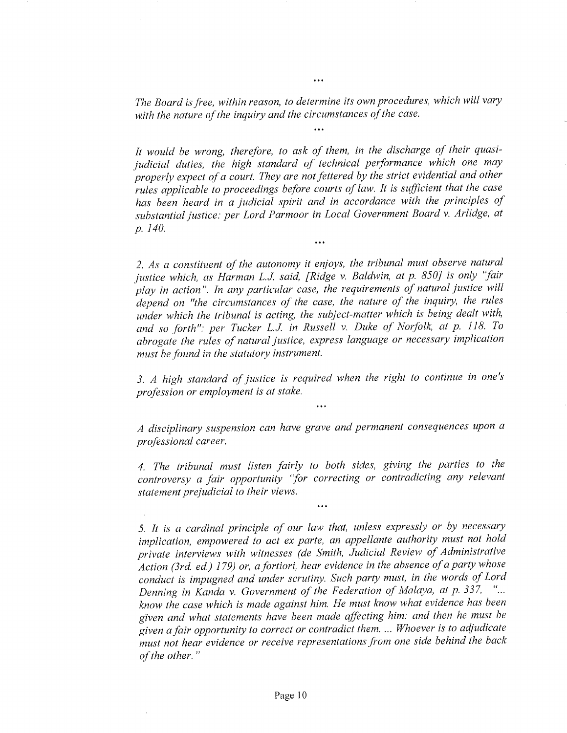...

*The Board is free, within reason, to determine its own procedures, which will vary with the nature of the inquiry and the circumstances of the case.*

...

*It would be wrong, therefore, to ask of them, in the discharge of their quasi-judicial duties, the high standard of technical performance which one may properly expect of a court. They are not fettered by the strict evidential and other rules applicable to proceedings before courts of law. It is sufficient that the case has been heard in a judicial spirit and in accordance with the principles of substantial justice: per Lord Parmoor in Local Government Board v. Arlidge, at p. 140.*

...

*2. As a constituent of the autonomy it enjoys, the tribunal must observe natural justice which, as Harman L.J. said, [Ridge v. Baldwin, at p. 850] is only "fair play in action". In any particular case, the requirements of natural justice will depend on "the circumstances of the case, the nature of the inquiry, the rules under which the tribunal is acting, the subject-matter which is being dealt with, and so forth": per Tucker L.J. in Russell v. Duke of Norfolk, at p. 118. To abrogate the rules of natural justice, express language or necessary implication must be found in the statutory instrument.*

*3. A high standard of justice is required when the right to continue in one's profession or employment is at stake.*

...

*A disciplinary suspension can have grave and permanent consequences upon a professional career.*

*4. The tribunal must listen fairly to both sides, giving the parties to the controversy a fair opportunity "for correcting or contradicting any relevant statement prejudicial to their views.*

...

*5. It is a cardinal principle of our law that, unless expressly or by necessary implication, empowered to act ex parte, an appellante authority must not hold private interviews with witnesses (de Smith, Judicial Review of Administrative Action (3rd. ed.) 179) or, a fortiori, hear evidence in the absence of a party whose conduct is impugned and under scrutiny. Such party must, in the words of Lord Denning in Kanda v. Government of the Federation of Malaya, at p. 337, "... know the case which is made against him. He must know what evidence has been given and what statements have been made affecting him: and then he must be given a fair opportunity to correct or contradict them. ... Whoever is to adjudicate must not hear evidence or receive representations from one side behind the back of the other."*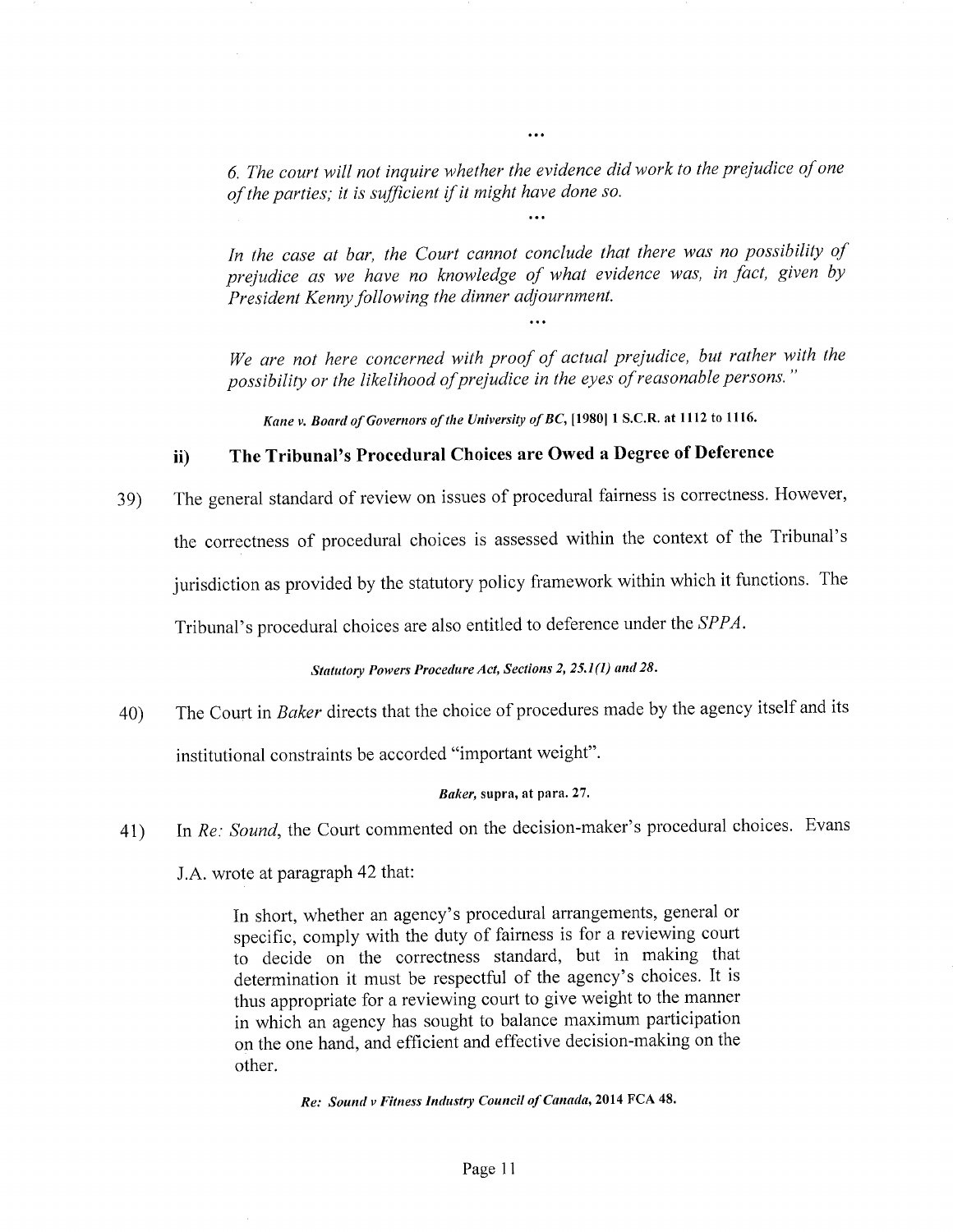...

*6. The court will not inquire whether the evidence did work to the prejudice of one of the parties; it is sufficient if it might have done so.*

...

*In the case at bar, the Court cannot conclude that there was no possibility of prejudice as we have no knowledge of what evidence was, in fact, given by President Kenny following the dinner adjournment.*

...

*We are not here concerned with proof of actual prejudice, but rather with the possibility or the likelihood of prejudice in the eyes of reasonable persons."*

***Kane v. Board of Governors of the University of BC,* [1980] 1 S.C.R. at 1112 to 1116.**

### ii) The Tribunal's Procedural Choices are Owed a Degree of Deference

39) The general standard of review on issues of procedural fairness is correctness. However, the correctness of procedural choices is assessed within the context of the Tribunal's jurisdiction as provided by the statutory policy framework within which it functions. The Tribunal's procedural choices are also entitled to deference under the *SPPA*.

***Statutory Powers Procedure Act, Sections 2, 25.1(1) and 28.***

40) The Court in *Baker* directs that the choice of procedures made by the agency itself and its institutional constraints be accorded "important weight".

***Baker,* supra, at para. 27.**

41) In *Re: Sound*, the Court commented on the decision-maker's procedural choices. Evans J.A. wrote at paragraph 42 that:

> In short, whether an agency's procedural arrangements, general or specific, comply with the duty of fairness is for a reviewing court to decide on the correctness standard, but in making that determination it must be respectful of the agency's choices. It is thus appropriate for a reviewing court to give weight to the manner in which an agency has sought to balance maximum participation on the one hand, and efficient and effective decision-making on the other.

***Re: Sound v Fitness Industry Council of Canada,* 2014 FCA 48.**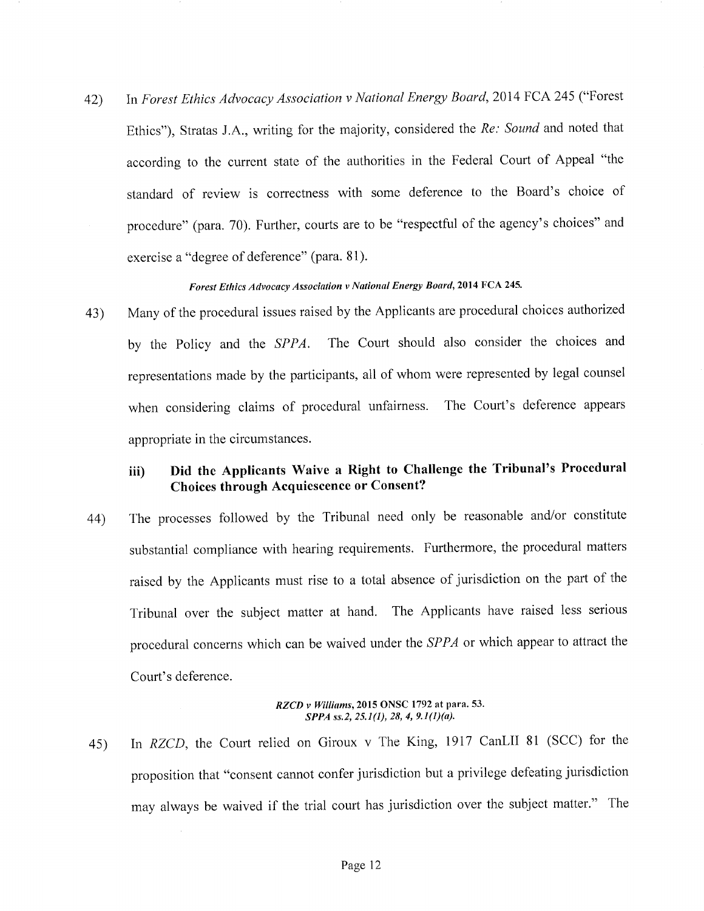42) In *Forest Ethics Advocacy Association v National Energy Board*, 2014 FCA 245 ("Forest Ethics"), Stratas J.A., writing for the majority, considered the *Re: Sound* and noted that according to the current state of the authorities in the Federal Court of Appeal "the standard of review is correctness with some deference to the Board's choice of procedure" (para. 70). Further, courts are to be "respectful of the agency's choices" and exercise a "degree of deference" (para. 81).

***Forest Ethics Advocacy Association v National Energy Board*, 2014 FCA 245.**

43) Many of the procedural issues raised by the Applicants are procedural choices authorized by the Policy and the *SPPA*. The Court should also consider the choices and representations made by the participants, all of whom were represented by legal counsel when considering claims of procedural unfairness. The Court's deference appears appropriate in the circumstances.

### iii) Did the Applicants Waive a Right to Challenge the Tribunal's Procedural Choices through Acquiescence or Consent?

44) The processes followed by the Tribunal need only be reasonable and/or constitute substantial compliance with hearing requirements. Furthermore, the procedural matters raised by the Applicants must rise to a total absence of jurisdiction on the part of the Tribunal over the subject matter at hand. The Applicants have raised less serious procedural concerns which can be waived under the *SPPA* or which appear to attract the Court's deference.

***RZCD v Williams*, 2015 ONSC 1792 at para. 53.**
***SPPA* ss.2, 25.1(1), 28, 4, 9.1(1)(a).**

45) In *RZCD*, the Court relied on Giroux v The King, 1917 CanLII 81 (SCC) for the proposition that "consent cannot confer jurisdiction but a privilege defeating jurisdiction may always be waived if the trial court has jurisdiction over the subject matter." The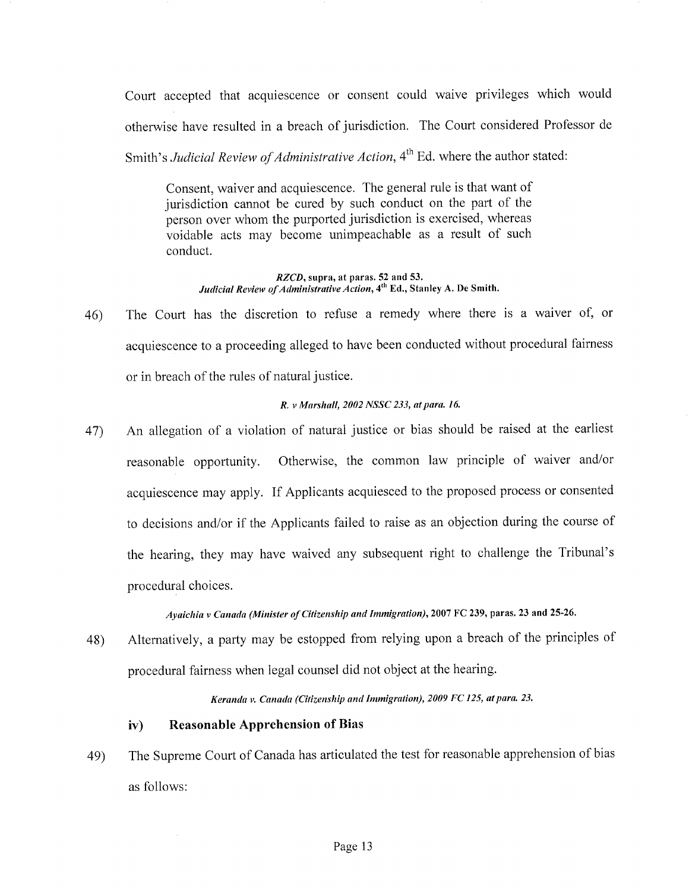Court accepted that acquiescence or consent could waive privileges which would otherwise have resulted in a breach of jurisdiction. The Court considered Professor de Smith's *Judicial Review of Administrative Action*, 4th Ed. where the author stated:

> Consent, waiver and acquiescence. The general rule is that want of jurisdiction cannot be cured by such conduct on the part of the person over whom the purported jurisdiction is exercised, whereas voidable acts may become unimpeachable as a result of such conduct.

***RZCD*, supra, at paras. 52 and 53.**
***Judicial Review of Administrative Action*, 4th Ed., Stanley A. De Smith.**

46) The Court has the discretion to refuse a remedy where there is a waiver of, or acquiescence to a proceeding alleged to have been conducted without procedural fairness or in breach of the rules of natural justice.

*R. v Marshall, 2002 NSSC 233, at para. 16.*

47) An allegation of a violation of natural justice or bias should be raised at the earliest reasonable opportunity. Otherwise, the common law principle of waiver and/or acquiescence may apply. If Applicants acquiesced to the proposed process or consented to decisions and/or if the Applicants failed to raise as an objection during the course of the hearing, they may have waived any subsequent right to challenge the Tribunal's procedural choices.

***Ayaichia v Canada (Minister of Citizenship and Immigration)*, 2007 FC 239, paras. 23 and 25-26.**

48) Alternatively, a party may be estopped from relying upon a breach of the principles of procedural fairness when legal counsel did not object at the hearing.

*Keranda v. Canada (Citizenship and Immigration), 2009 FC 125, at para. 23.*

### iv) Reasonable Apprehension of Bias

49) The Supreme Court of Canada has articulated the test for reasonable apprehension of bias as follows: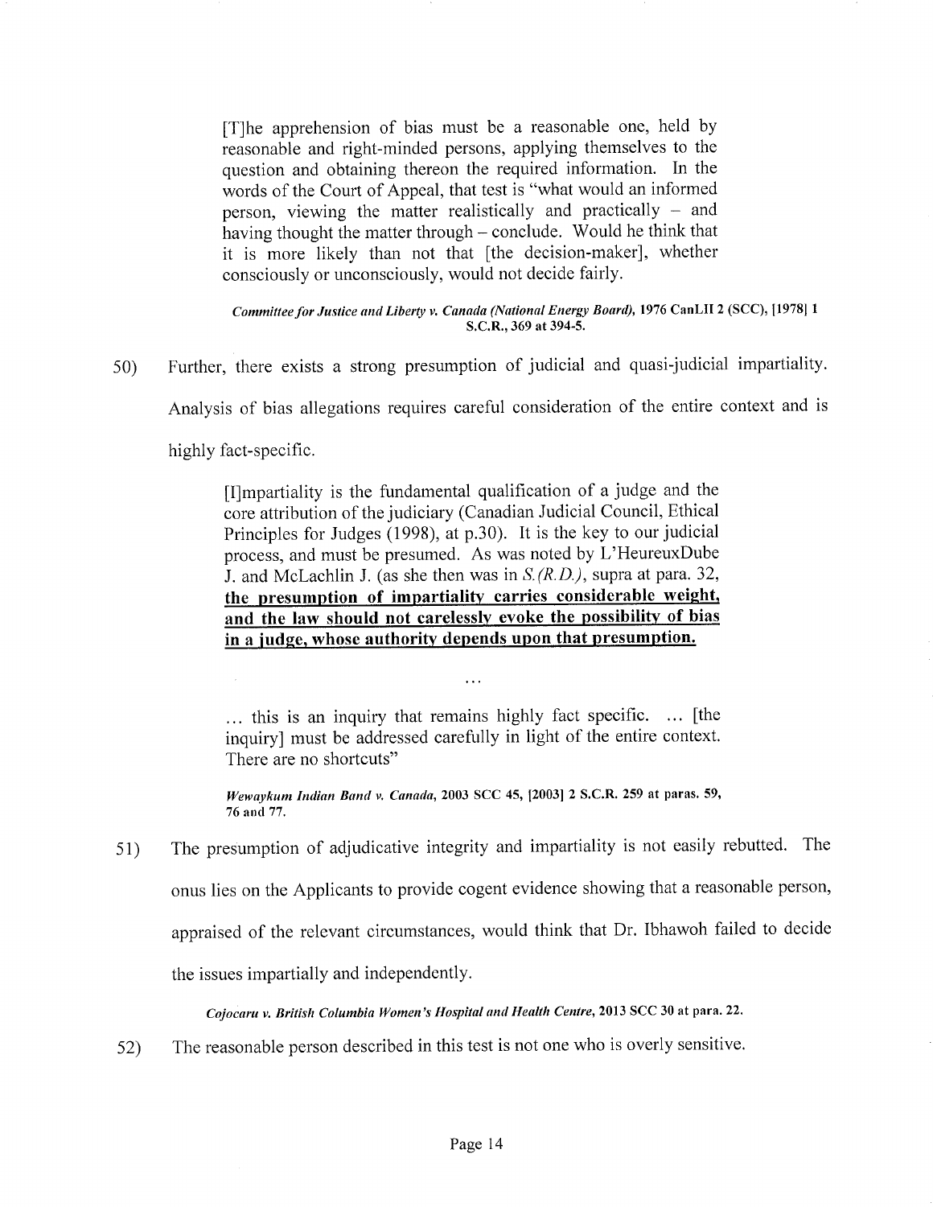> [T]he apprehension of bias must be a reasonable one, held by reasonable and right-minded persons, applying themselves to the question and obtaining thereon the required information. In the words of the Court of Appeal, that test is "what would an informed person, viewing the matter realistically and practically – and having thought the matter through – conclude. Would he think that it is more likely than not that [the decision-maker], whether consciously or unconsciously, would not decide fairly.
>
> ***Committee for Justice and Liberty v. Canada (National Energy Board)*, 1976 CanLII 2 (SCC), [1978] 1 S.C.R., 369 at 394-5.**

50) Further, there exists a strong presumption of judicial and quasi-judicial impartiality. Analysis of bias allegations requires careful consideration of the entire context and is highly fact-specific.

> [I]mpartiality is the fundamental qualification of a judge and the core attribution of the judiciary (Canadian Judicial Council, Ethical Principles for Judges (1998), at p.30). It is the key to our judicial process, and must be presumed. As was noted by L'HeureuxDube J. and McLachlin J. (as she then was in *S.(R.D.)*, supra at para. 32, **the presumption of impartiality carries considerable weight, and the law should not carelessly evoke the possibility of bias in a judge, whose authority depends upon that presumption.**
>
> ...
>
> ... this is an inquiry that remains highly fact specific. ... [the inquiry] must be addressed carefully in light of the entire context. There are no shortcuts"
>
> ***Wewaykum Indian Band v. Canada*, 2003 SCC 45, [2003] 2 S.C.R. 259 at paras. 59, 76 and 77.**

51) The presumption of adjudicative integrity and impartiality is not easily rebutted. The onus lies on the Applicants to provide cogent evidence showing that a reasonable person, appraised of the relevant circumstances, would think that Dr. Ibhawoh failed to decide the issues impartially and independently.

***Cojocaru v. British Columbia Women's Hospital and Health Centre*, 2013 SCC 30 at para. 22.**

52) The reasonable person described in this test is not one who is overly sensitive.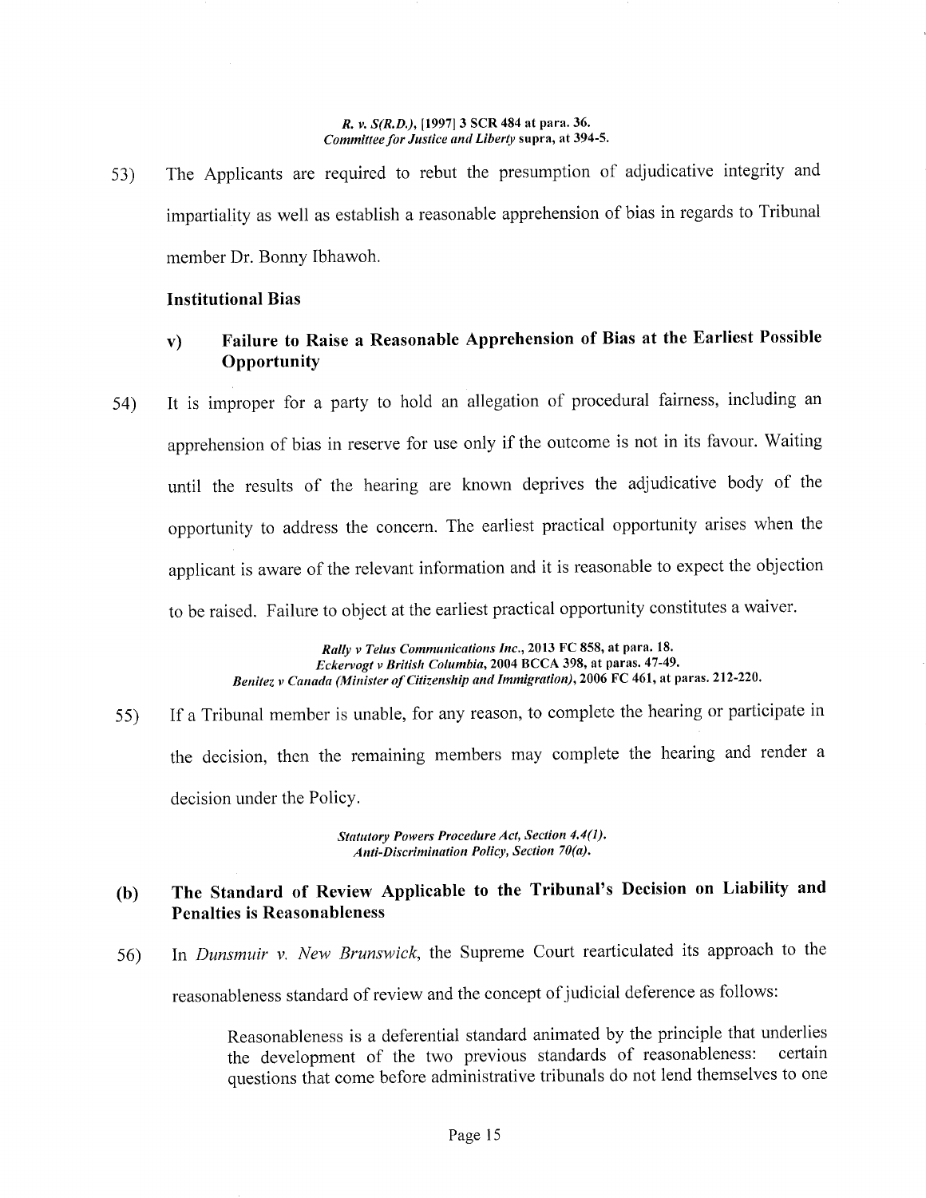*R. v. S(R.D.)*, **[1997] 3 SCR 484 at para. 36.**
*Committee for Justice and Liberty* **supra, at 394-5.**

53) The Applicants are required to rebut the presumption of adjudicative integrity and impartiality as well as establish a reasonable apprehension of bias in regards to Tribunal member Dr. Bonny Ibhawoh.

**Institutional Bias**

**v) Failure to Raise a Reasonable Apprehension of Bias at the Earliest Possible Opportunity**

54) It is improper for a party to hold an allegation of procedural fairness, including an apprehension of bias in reserve for use only if the outcome is not in its favour. Waiting until the results of the hearing are known deprives the adjudicative body of the opportunity to address the concern. The earliest practical opportunity arises when the applicant is aware of the relevant information and it is reasonable to expect the objection to be raised. Failure to object at the earliest practical opportunity constitutes a waiver.

*Rally v Telus Communications Inc.*, **2013 FC 858, at para. 18.**
*Eckervogt v British Columbia*, **2004 BCCA 398, at paras. 47-49.**
*Benitez v Canada (Minister of Citizenship and Immigration)*, **2006 FC 461, at paras. 212-220.**

55) If a Tribunal member is unable, for any reason, to complete the hearing or participate in the decision, then the remaining members may complete the hearing and render a decision under the Policy.

*Statutory Powers Procedure Act, Section 4.4(1).*
*Anti-Discrimination Policy, Section 70(a).*

**(b) The Standard of Review Applicable to the Tribunal's Decision on Liability and Penalties is Reasonableness**

56) In *Dunsmuir v. New Brunswick*, the Supreme Court rearticulated its approach to the reasonableness standard of review and the concept of judicial deference as follows:

> Reasonableness is a deferential standard animated by the principle that underlies the development of the two previous standards of reasonableness: certain questions that come before administrative tribunals do not lend themselves to one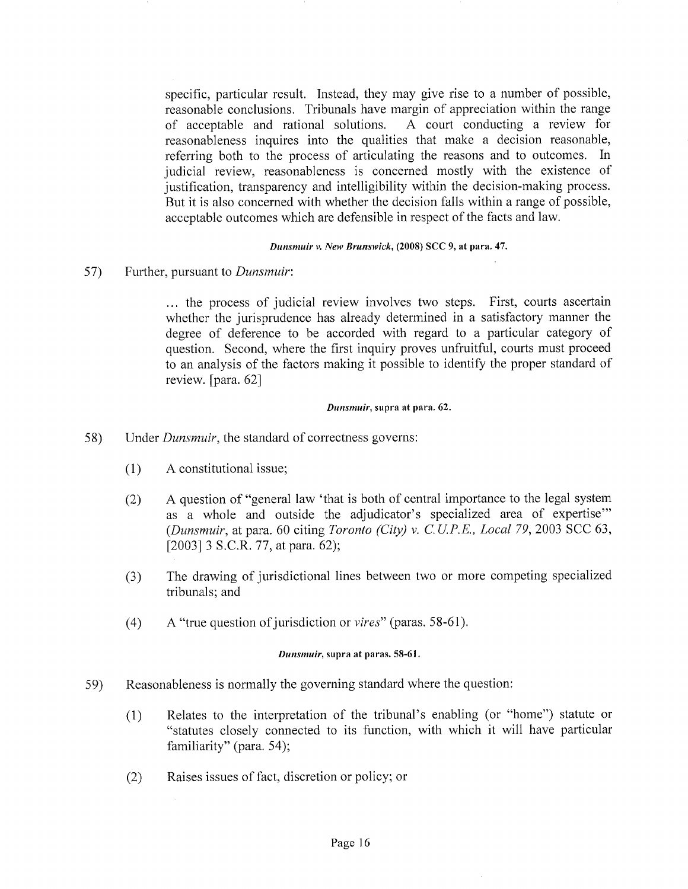> specific, particular result. Instead, they may give rise to a number of possible, reasonable conclusions. Tribunals have margin of appreciation within the range of acceptable and rational solutions. A court conducting a review for reasonableness inquires into the qualities that make a decision reasonable, referring both to the process of articulating the reasons and to outcomes. In judicial review, reasonableness is concerned mostly with the existence of justification, transparency and intelligibility within the decision-making process. But it is also concerned with whether the decision falls within a range of possible, acceptable outcomes which are defensible in respect of the facts and law.

***Dunsmuir v. New Brunswick*, (2008) SCC 9, at para. 47.**

57) Further, pursuant to *Dunsmuir*:

> … the process of judicial review involves two steps. First, courts ascertain whether the jurisprudence has already determined in a satisfactory manner the degree of deference to be accorded with regard to a particular category of question. Second, where the first inquiry proves unfruitful, courts must proceed to an analysis of the factors making it possible to identify the proper standard of review. [para. 62]

***Dunsmuir*, supra at para. 62.**

58) Under *Dunsmuir*, the standard of correctness governs:

(1) A constitutional issue;

(2) A question of "general law 'that is both of central importance to the legal system as a whole and outside the adjudicator's specialized area of expertise'" (*Dunsmuir*, at para. 60 citing *Toronto (City) v. C.U.P.E., Local 79*, 2003 SCC 63, [2003] 3 S.C.R. 77, at para. 62);

(3) The drawing of jurisdictional lines between two or more competing specialized tribunals; and

(4) A "true question of jurisdiction or *vires*" (paras. 58-61).

***Dunsmuir*, supra at paras. 58-61.**

59) Reasonableness is normally the governing standard where the question:

(1) Relates to the interpretation of the tribunal's enabling (or "home") statute or "statutes closely connected to its function, with which it will have particular familiarity" (para. 54);

(2) Raises issues of fact, discretion or policy; or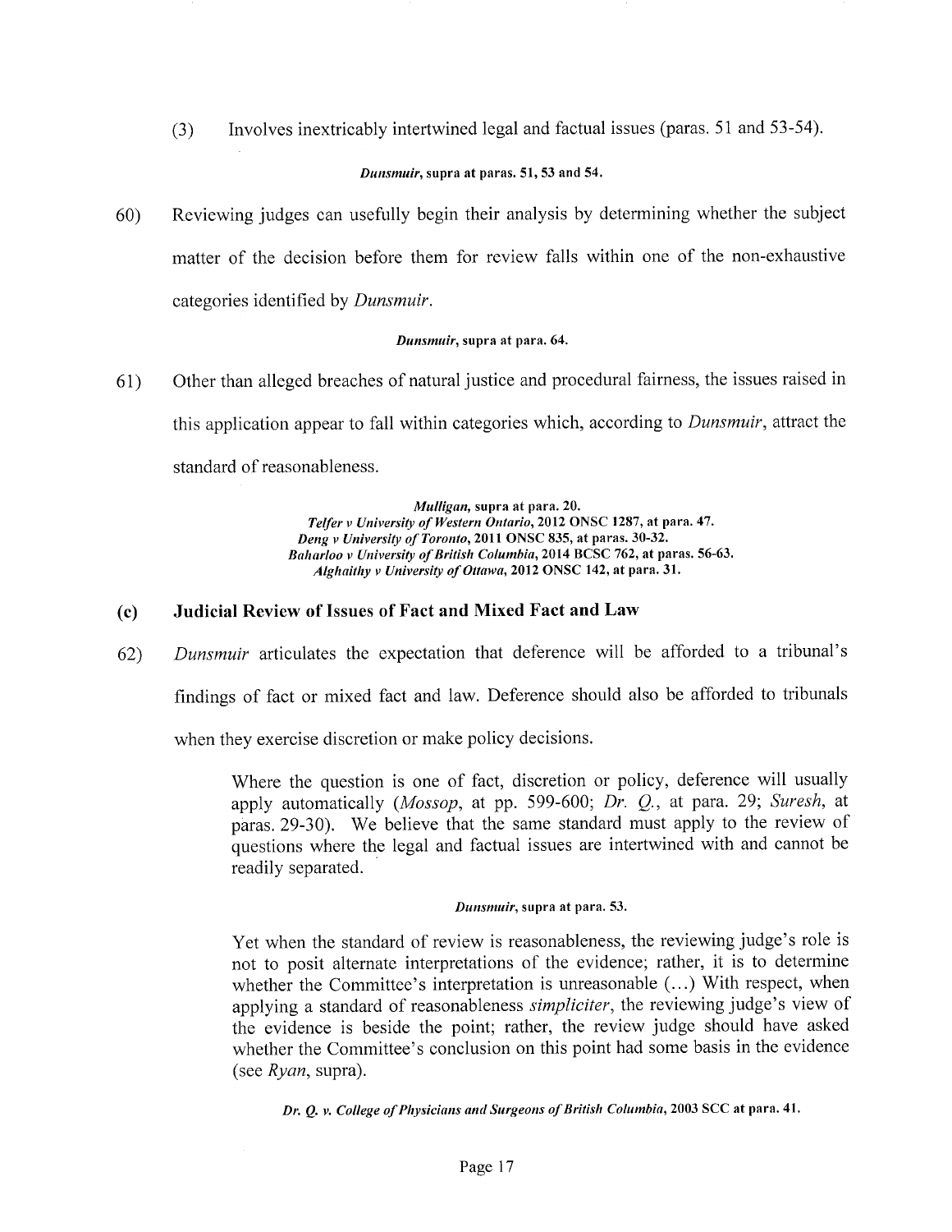(3) Involves inextricably intertwined legal and factual issues (paras. 51 and 53-54).

***Dunsmuir*, supra at paras. 51, 53 and 54.**

60) Reviewing judges can usefully begin their analysis by determining whether the subject matter of the decision before them for review falls within one of the non-exhaustive categories identified by *Dunsmuir*.

***Dunsmuir*, supra at para. 64.**

61) Other than alleged breaches of natural justice and procedural fairness, the issues raised in this application appear to fall within categories which, according to *Dunsmuir*, attract the standard of reasonableness.

***Mulligan*, supra at para. 20.**
***Telfer v University of Western Ontario*, 2012 ONSC 1287, at para. 47.**
***Deng v University of Toronto*, 2011 ONSC 835, at paras. 30-32.**
***Baharloo v University of British Columbia*, 2014 BCSC 762, at paras. 56-63.**
***Alghaithy v University of Ottawa*, 2012 ONSC 142, at para. 31.**

### (c) Judicial Review of Issues of Fact and Mixed Fact and Law

62) *Dunsmuir* articulates the expectation that deference will be afforded to a tribunal's findings of fact or mixed fact and law. Deference should also be afforded to tribunals when they exercise discretion or make policy decisions.

> Where the question is one of fact, discretion or policy, deference will usually apply automatically (*Mossop*, at pp. 599-600; *Dr. Q.*, at para. 29; *Suresh*, at paras. 29-30). We believe that the same standard must apply to the review of questions where the legal and factual issues are intertwined with and cannot be readily separated.
>
> ***Dunsmuir*, supra at para. 53.**
>
> Yet when the standard of review is reasonableness, the reviewing judge's role is not to posit alternate interpretations of the evidence; rather, it is to determine whether the Committee's interpretation is unreasonable (…) With respect, when applying a standard of reasonableness *simpliciter*, the reviewing judge's view of the evidence is beside the point; rather, the review judge should have asked whether the Committee's conclusion on this point had some basis in the evidence (see *Ryan*, supra).
>
> ***Dr. Q. v. College of Physicians and Surgeons of British Columbia*, 2003 SCC at para. 41.**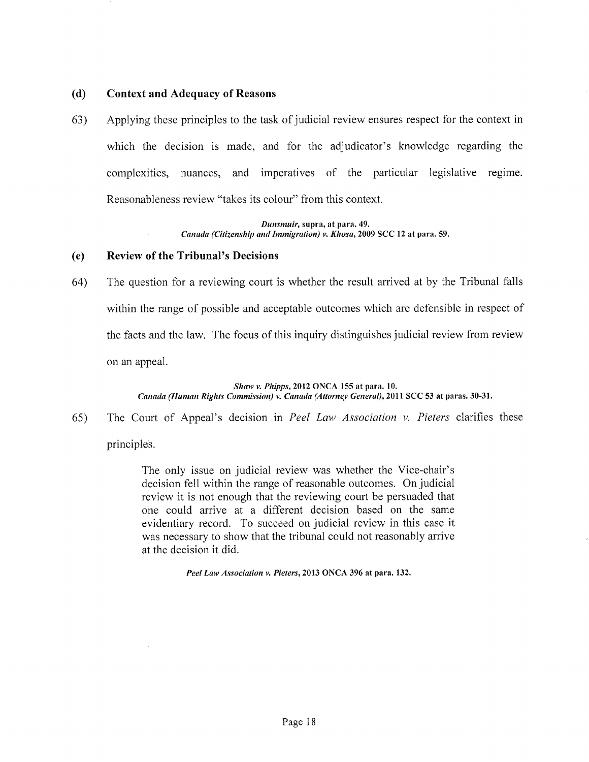### (d) Context and Adequacy of Reasons

63) Applying these principles to the task of judicial review ensures respect for the context in which the decision is made, and for the adjudicator's knowledge regarding the complexities, nuances, and imperatives of the particular legislative regime. Reasonableness review "takes its colour" from this context.

> ***Dunsmuir*, supra, at para. 49.**
> ***Canada (Citizenship and Immigration) v. Khosa*, 2009 SCC 12 at para. 59.**

### (e) Review of the Tribunal's Decisions

64) The question for a reviewing court is whether the result arrived at by the Tribunal falls within the range of possible and acceptable outcomes which are defensible in respect of the facts and the law. The focus of this inquiry distinguishes judicial review from review on an appeal.

> ***Shaw v. Phipps*, 2012 ONCA 155 at para. 10.**
> ***Canada (Human Rights Commission) v. Canada (Attorney General)*, 2011 SCC 53 at paras. 30-31.**

65) The Court of Appeal's decision in *Peel Law Association v. Pieters* clarifies these principles.

> The only issue on judicial review was whether the Vice-chair's decision fell within the range of reasonable outcomes. On judicial review it is not enough that the reviewing court be persuaded that one could arrive at a different decision based on the same evidentiary record. To succeed on judicial review in this case it was necessary to show that the tribunal could not reasonably arrive at the decision it did.
>
> ***Peel Law Association v. Pieters*, 2013 ONCA 396 at para. 132.**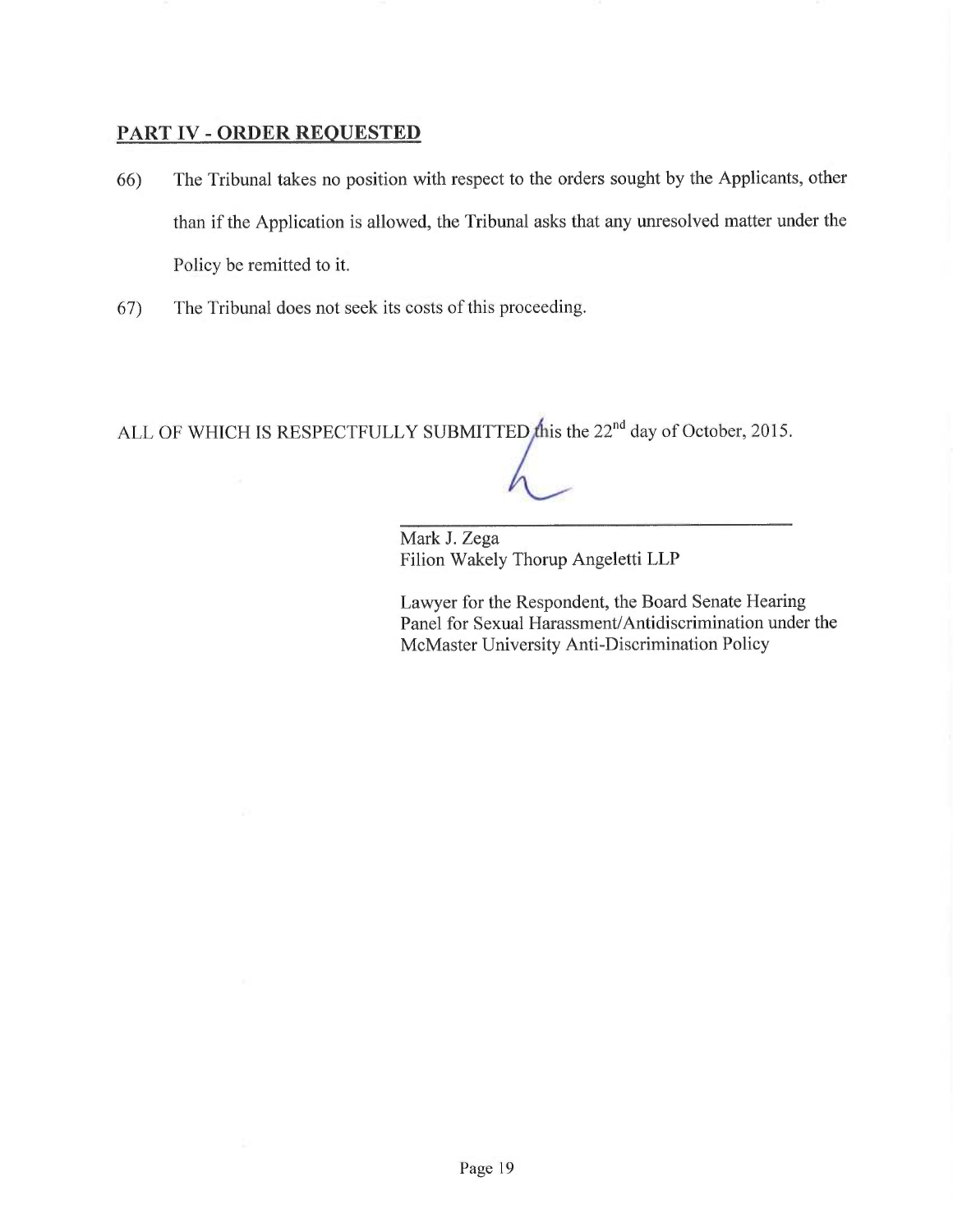## PART IV - ORDER REQUESTED

66) The Tribunal takes no position with respect to the orders sought by the Applicants, other than if the Application is allowed, the Tribunal asks that any unresolved matter under the Policy be remitted to it.

67) The Tribunal does not seek its costs of this proceeding.

ALL OF WHICH IS RESPECTFULLY SUBMITTED this the 22nd day of October, 2015.

Mark J. Zega
Filion Wakely Thorup Angeletti LLP

Lawyer for the Respondent, the Board Senate Hearing Panel for Sexual Harassment/Antidiscrimination under the McMaster University Anti-Discrimination Policy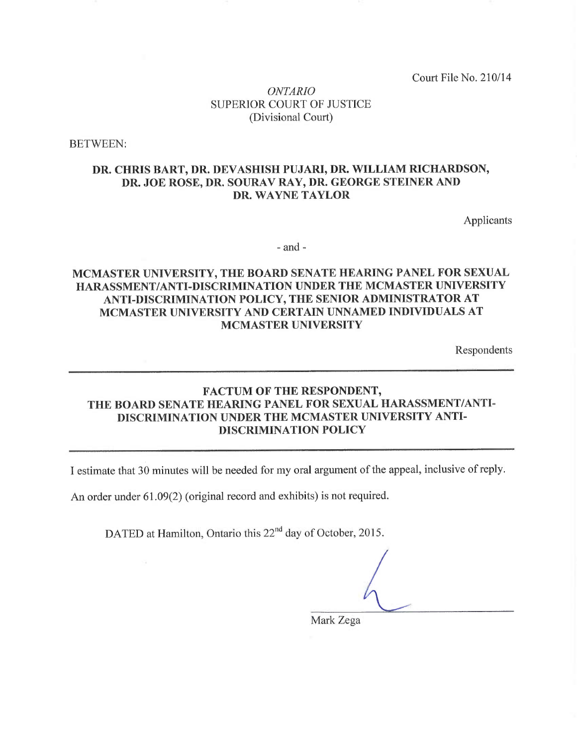Court File No. 210/14

*ONTARIO*
SUPERIOR COURT OF JUSTICE
(Divisional Court)

BETWEEN:

**DR. CHRIS BART, DR. DEVASHISH PUJARI, DR. WILLIAM RICHARDSON, DR. JOE ROSE, DR. SOURAV RAY, DR. GEORGE STEINER AND DR. WAYNE TAYLOR**

Applicants

- and -

**MCMASTER UNIVERSITY, THE BOARD SENATE HEARING PANEL FOR SEXUAL HARASSMENT/ANTI-DISCRIMINATION UNDER THE MCMASTER UNIVERSITY ANTI-DISCRIMINATION POLICY, THE SENIOR ADMINISTRATOR AT MCMASTER UNIVERSITY AND CERTAIN UNNAMED INDIVIDUALS AT MCMASTER UNIVERSITY**

Respondents

---

**FACTUM OF THE RESPONDENT, THE BOARD SENATE HEARING PANEL FOR SEXUAL HARASSMENT/ANTI-DISCRIMINATION UNDER THE MCMASTER UNIVERSITY ANTI-DISCRIMINATION POLICY**

---

I estimate that 30 minutes will be needed for my oral argument of the appeal, inclusive of reply.

An order under 61.09(2) (original record and exhibits) is not required.

DATED at Hamilton, Ontario this 22nd day of October, 2015.

Mark Zega